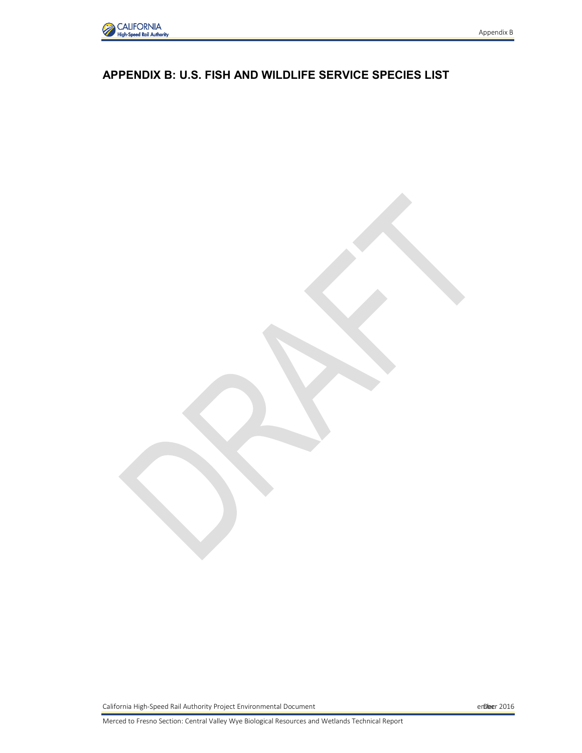# APPENDIX B: U.S. FISH AND WILDLIFE SERVICE SPECIES LIST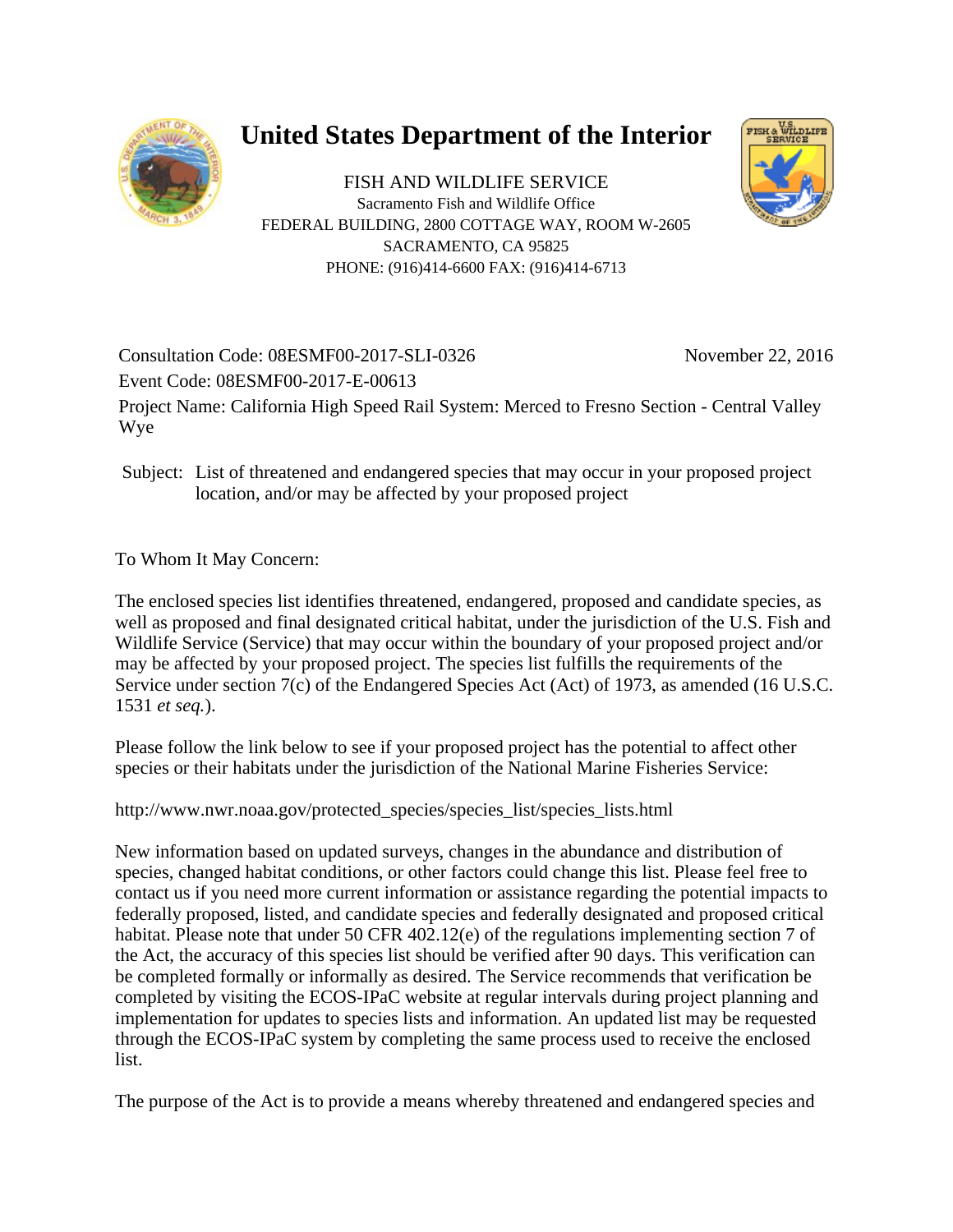# United States Department of the Interior

FISH AND WILDLIFE SERVICE
Sacramento Fish and Wildlife Office
FEDERAL BUILDING, 2800 COTTAGE WAY, ROOM W-2605
SACRAMENTO, CA 95825
PHONE: (916)414-6600 FAX: (916)414-6713

Consultation Code: 08ESMF00-2017-SLI-0326 November 22, 2016
Event Code: 08ESMF00-2017-E-00613
Project Name: California High Speed Rail System: Merced to Fresno Section - Central Valley Wye

Subject: List of threatened and endangered species that may occur in your proposed project location, and/or may be affected by your proposed project

To Whom It May Concern:

The enclosed species list identifies threatened, endangered, proposed and candidate species, as well as proposed and final designated critical habitat, under the jurisdiction of the U.S. Fish and Wildlife Service (Service) that may occur within the boundary of your proposed project and/or may be affected by your proposed project. The species list fulfills the requirements of the Service under section 7(c) of the Endangered Species Act (Act) of 1973, as amended (16 U.S.C. 1531 *et seq.*).

Please follow the link below to see if your proposed project has the potential to affect other species or their habitats under the jurisdiction of the National Marine Fisheries Service:

http://www.nwr.noaa.gov/protected_species/species_list/species_lists.html

New information based on updated surveys, changes in the abundance and distribution of species, changed habitat conditions, or other factors could change this list. Please feel free to contact us if you need more current information or assistance regarding the potential impacts to federally proposed, listed, and candidate species and federally designated and proposed critical habitat. Please note that under 50 CFR 402.12(e) of the regulations implementing section 7 of the Act, the accuracy of this species list should be verified after 90 days. This verification can be completed formally or informally as desired. The Service recommends that verification be completed by visiting the ECOS-IPaC website at regular intervals during project planning and implementation for updates to species lists and information. An updated list may be requested through the ECOS-IPaC system by completing the same process used to receive the enclosed list.

The purpose of the Act is to provide a means whereby threatened and endangered species and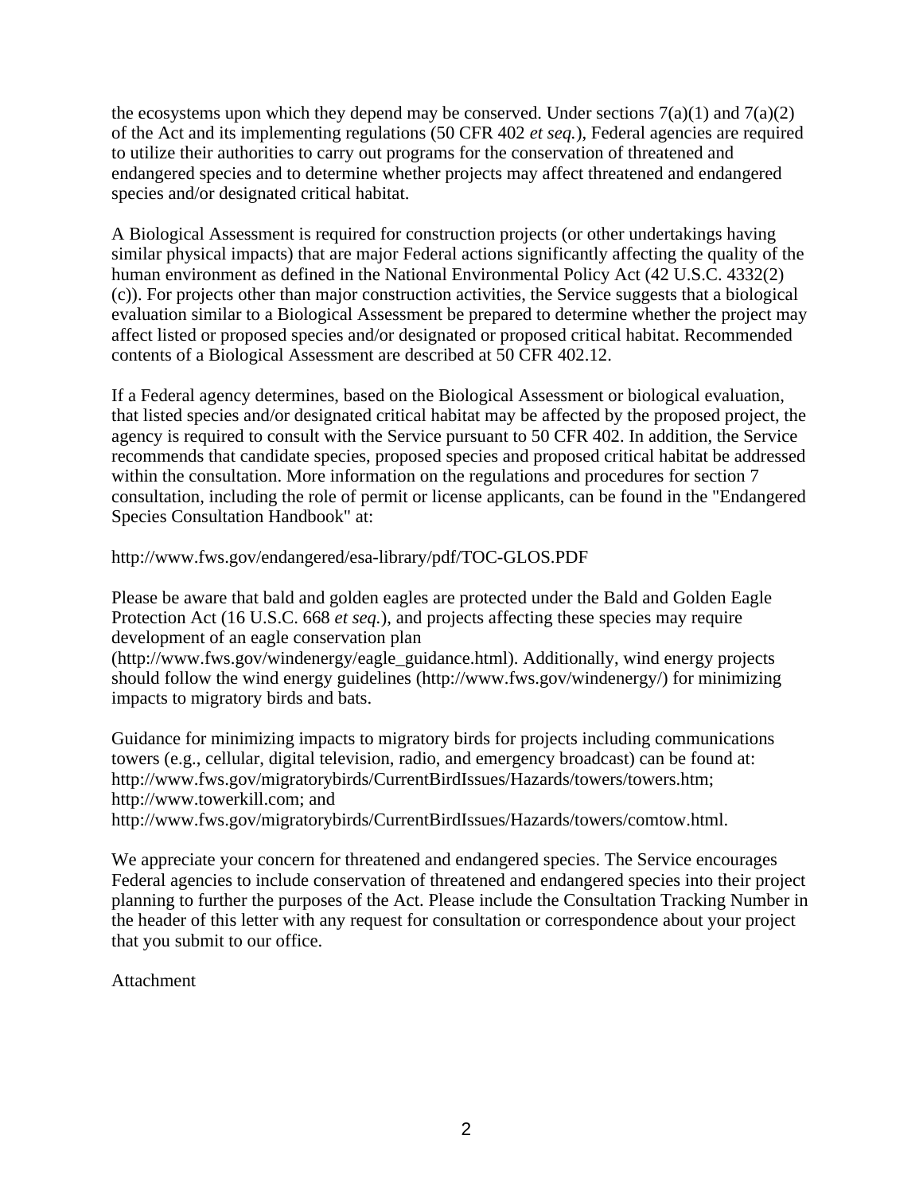the ecosystems upon which they depend may be conserved. Under sections 7(a)(1) and 7(a)(2) of the Act and its implementing regulations (50 CFR 402 *et seq.*), Federal agencies are required to utilize their authorities to carry out programs for the conservation of threatened and endangered species and to determine whether projects may affect threatened and endangered species and/or designated critical habitat.

A Biological Assessment is required for construction projects (or other undertakings having similar physical impacts) that are major Federal actions significantly affecting the quality of the human environment as defined in the National Environmental Policy Act (42 U.S.C. 4332(2) (c)). For projects other than major construction activities, the Service suggests that a biological evaluation similar to a Biological Assessment be prepared to determine whether the project may affect listed or proposed species and/or designated or proposed critical habitat. Recommended contents of a Biological Assessment are described at 50 CFR 402.12.

If a Federal agency determines, based on the Biological Assessment or biological evaluation, that listed species and/or designated critical habitat may be affected by the proposed project, the agency is required to consult with the Service pursuant to 50 CFR 402. In addition, the Service recommends that candidate species, proposed species and proposed critical habitat be addressed within the consultation. More information on the regulations and procedures for section 7 consultation, including the role of permit or license applicants, can be found in the "Endangered Species Consultation Handbook" at:

http://www.fws.gov/endangered/esa-library/pdf/TOC-GLOS.PDF

Please be aware that bald and golden eagles are protected under the Bald and Golden Eagle Protection Act (16 U.S.C. 668 *et seq.*), and projects affecting these species may require development of an eagle conservation plan (http://www.fws.gov/windenergy/eagle_guidance.html). Additionally, wind energy projects should follow the wind energy guidelines (http://www.fws.gov/windenergy/) for minimizing impacts to migratory birds and bats.

Guidance for minimizing impacts to migratory birds for projects including communications towers (e.g., cellular, digital television, radio, and emergency broadcast) can be found at: http://www.fws.gov/migratorybirds/CurrentBirdIssues/Hazards/towers/towers.htm; http://www.towerkill.com; and http://www.fws.gov/migratorybirds/CurrentBirdIssues/Hazards/towers/comtow.html.

We appreciate your concern for threatened and endangered species. The Service encourages Federal agencies to include conservation of threatened and endangered species into their project planning to further the purposes of the Act. Please include the Consultation Tracking Number in the header of this letter with any request for consultation or correspondence about your project that you submit to our office.

Attachment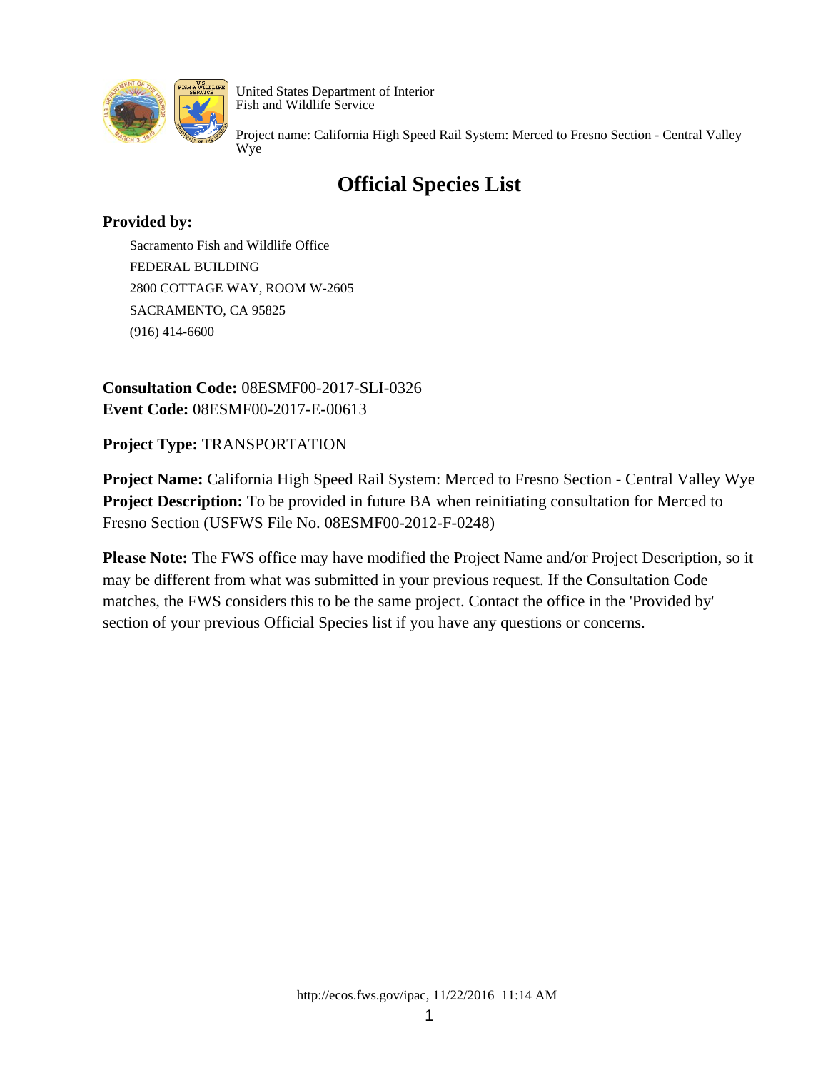United States Department of Interior
Fish and Wildlife Service

Project name: California High Speed Rail System: Merced to Fresno Section - Central Valley Wye

# Official Species List

**Provided by:**

Sacramento Fish and Wildlife Office
FEDERAL BUILDING
2800 COTTAGE WAY, ROOM W-2605
SACRAMENTO, CA 95825
(916) 414-6600

**Consultation Code:** 08ESMF00-2017-SLI-0326
**Event Code:** 08ESMF00-2017-E-00613

**Project Type:** TRANSPORTATION

**Project Name:** California High Speed Rail System: Merced to Fresno Section - Central Valley Wye
**Project Description:** To be provided in future BA when reinitiating consultation for Merced to Fresno Section (USFWS File No. 08ESMF00-2012-F-0248)

**Please Note:** The FWS office may have modified the Project Name and/or Project Description, so it may be different from what was submitted in your previous request. If the Consultation Code matches, the FWS considers this to be the same project. Contact the office in the 'Provided by' section of your previous Official Species list if you have any questions or concerns.

http://ecos.fws.gov/ipac, 11/22/2016 11:14 AM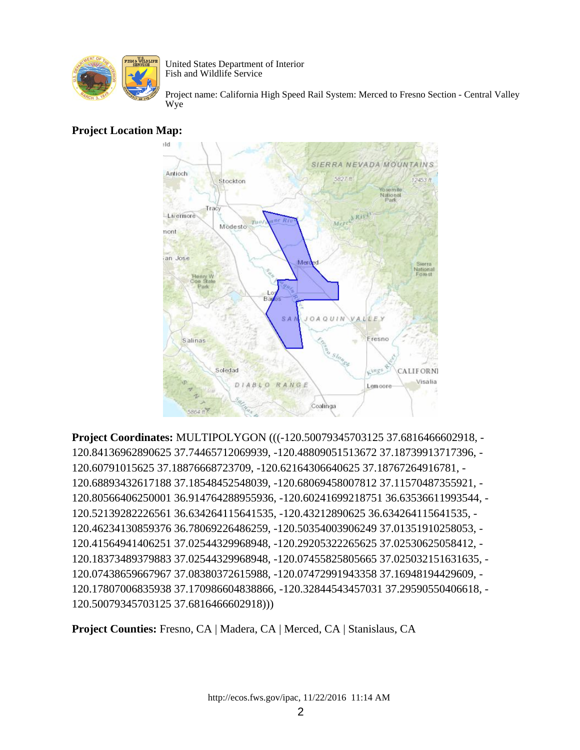United States Department of Interior
Fish and Wildlife Service

Project name: California High Speed Rail System: Merced to Fresno Section - Central Valley Wye

**Project Location Map:**

**Project Coordinates:** MULTIPOLYGON (((-120.50079345703125 37.6816466602918, -120.84136962890625 37.74465712069939, -120.48809051513672 37.18739913717396, -120.60791015625 37.18876668723709, -120.62164306640625 37.18767264916781, -120.68893432617188 37.18548452548039, -120.68069458007812 37.11570487355921, -120.80566406250001 36.914764288955936, -120.60241699218751 36.63536611993544, -120.52139282226561 36.634264115641535, -120.43212890625 36.634264115641535, -120.46234130859376 36.78069226486259, -120.50354003906249 37.01351910258053, -120.41564941406251 37.02544329968948, -120.29205322265625 37.02530625058412, -120.18373489379883 37.02544329968948, -120.07455825805665 37.025032151631635, -120.07438659667967 37.08380372615988, -120.07472991943358 37.16948194429609, -120.17807006835938 37.170986604838866, -120.32844543457031 37.29590550406618, -120.50079345703125 37.6816466602918)))

**Project Counties:** Fresno, CA | Madera, CA | Merced, CA | Stanislaus, CA

http://ecos.fws.gov/ipac, 11/22/2016 11:14 AM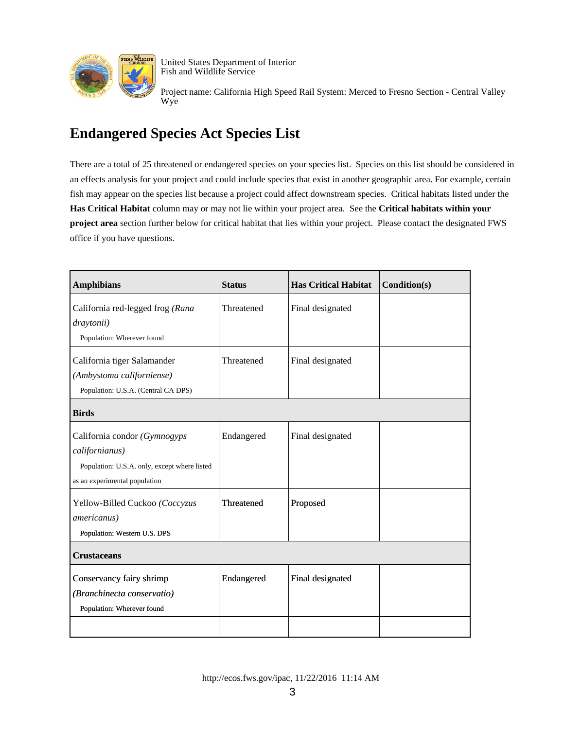United States Department of Interior
Fish and Wildlife Service

Project name: California High Speed Rail System: Merced to Fresno Section - Central Valley Wye

# Endangered Species Act Species List

There are a total of 25 threatened or endangered species on your species list. Species on this list should be considered in an effects analysis for your project and could include species that exist in another geographic area. For example, certain fish may appear on the species list because a project could affect downstream species. Critical habitats listed under the **Has Critical Habitat** column may or may not lie within your project area. See the **Critical habitats within your project area** section further below for critical habitat that lies within your project. Please contact the designated FWS office if you have questions.

| Amphibians | Status | Has Critical Habitat | Condition(s) |
|---|---|---|---|
| California red-legged frog *(Rana draytonii)*<br>Population: Wherever found | Threatened | Final designated | |
| California tiger Salamander *(Ambystoma californiense)*<br>Population: U.S.A. (Central CA DPS) | Threatened | Final designated | |
| **Birds** | | | |
| California condor *(Gymnogyps californianus)*<br>Population: U.S.A. only, except where listed as an experimental population | Endangered | Final designated | |
| Yellow-Billed Cuckoo *(Coccyzus americanus)*<br>Population: Western U.S. DPS | Threatened | Proposed | |
| **Crustaceans** | | | |
| Conservancy fairy shrimp *(Branchinecta conservatio)*<br>Population: Wherever found | Endangered | Final designated | |
| | | | |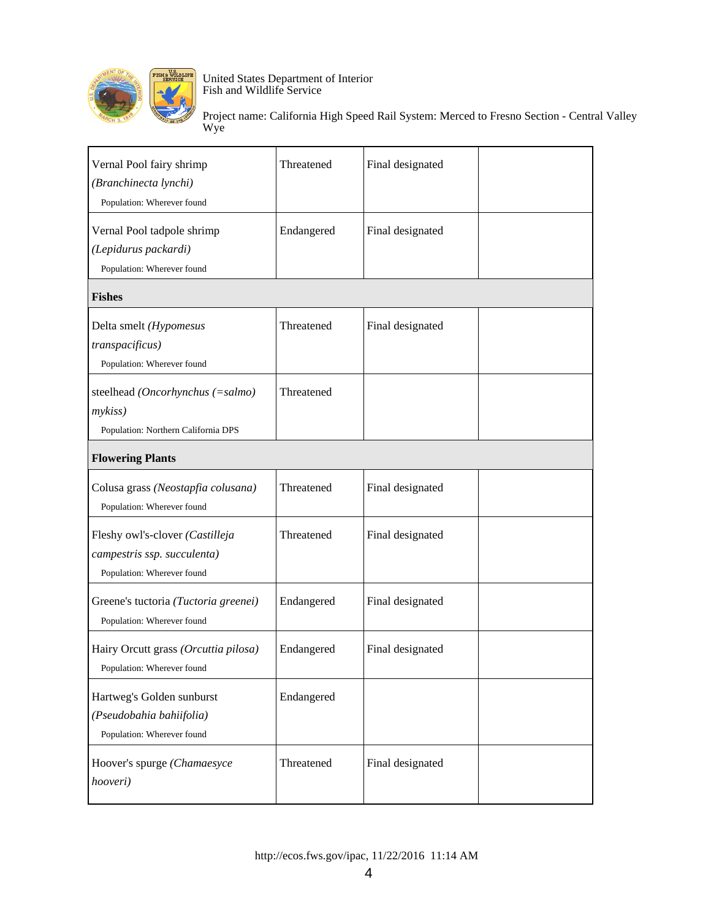| | | | |
|---|---|---|---|
| Vernal Pool fairy shrimp *(Branchinecta lynchi)*<br>Population: Wherever found | Threatened | Final designated | |
| Vernal Pool tadpole shrimp *(Lepidurus packardi)*<br>Population: Wherever found | Endangered | Final designated | |
| **Fishes** | | | |
| Delta smelt *(Hypomesus transpacificus)*<br>Population: Wherever found | Threatened | Final designated | |
| steelhead *(Oncorhynchus (=salmo) mykiss)*<br>Population: Northern California DPS | Threatened | | |
| **Flowering Plants** | | | |
| Colusa grass *(Neostapfia colusana)*<br>Population: Wherever found | Threatened | Final designated | |
| Fleshy owl's-clover *(Castilleja campestris ssp. succulenta)*<br>Population: Wherever found | Threatened | Final designated | |
| Greene's tuctoria *(Tuctoria greenei)*<br>Population: Wherever found | Endangered | Final designated | |
| Hairy Orcutt grass *(Orcuttia pilosa)*<br>Population: Wherever found | Endangered | Final designated | |
| Hartweg's Golden sunburst *(Pseudobahia bahiifolia)*<br>Population: Wherever found | Endangered | | |
| Hoover's spurge *(Chamaesyce hooveri)* | Threatened | Final designated | |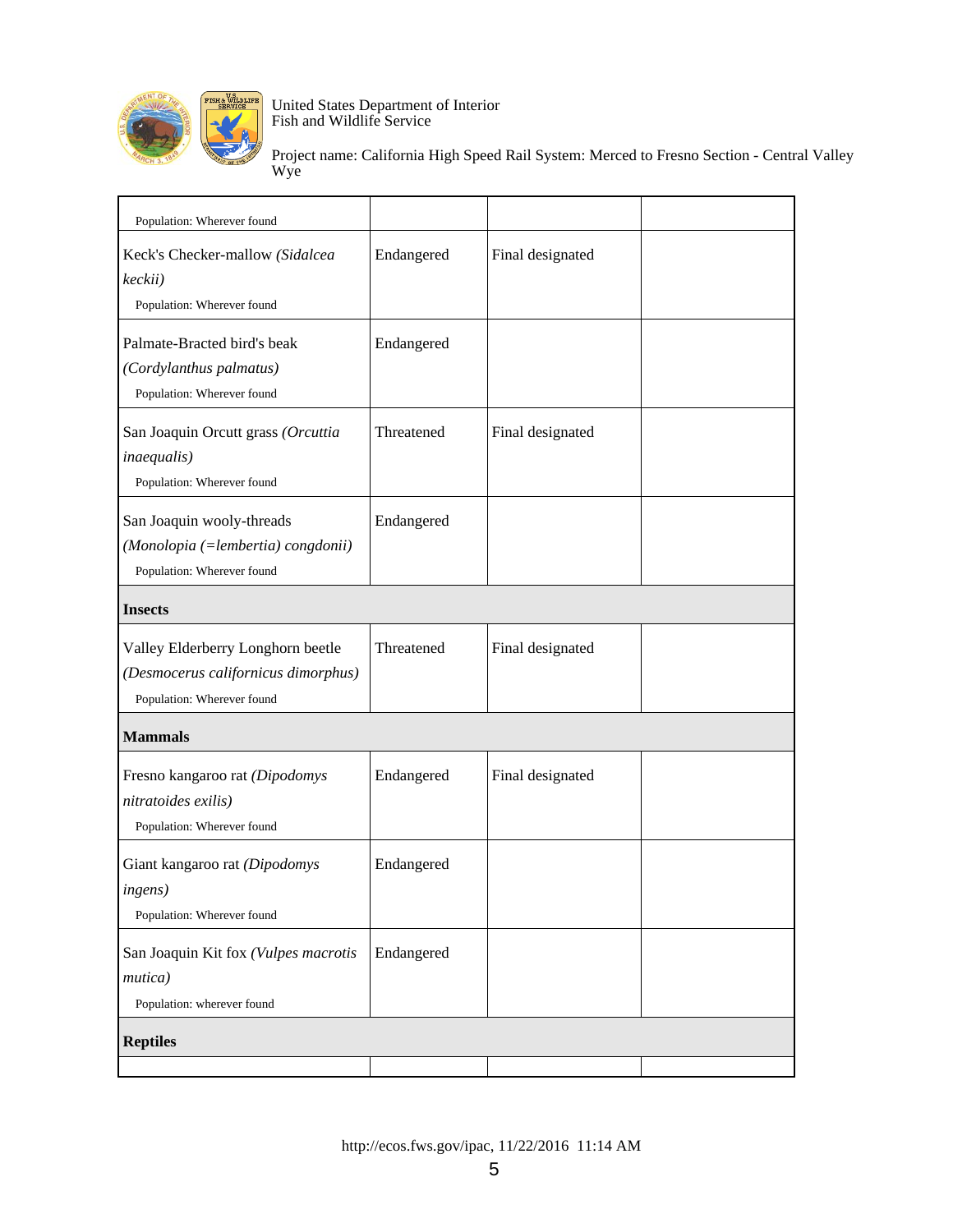| | | | |
|---|---|---|---|
| Population: Wherever found | | | |
| Keck's Checker-mallow *(Sidalcea keckii)*<br>Population: Wherever found | Endangered | Final designated | |
| Palmate-Bracted bird's beak *(Cordylanthus palmatus)*<br>Population: Wherever found | Endangered | | |
| San Joaquin Orcutt grass *(Orcuttia inaequalis)*<br>Population: Wherever found | Threatened | Final designated | |
| San Joaquin wooly-threads *(Monolopia (=lembertia) congdonii)*<br>Population: Wherever found | Endangered | | |
| **Insects** | | | |
| Valley Elderberry Longhorn beetle *(Desmocerus californicus dimorphus)*<br>Population: Wherever found | Threatened | Final designated | |
| **Mammals** | | | |
| Fresno kangaroo rat *(Dipodomys nitratoides exilis)*<br>Population: Wherever found | Endangered | Final designated | |
| Giant kangaroo rat *(Dipodomys ingens)*<br>Population: Wherever found | Endangered | | |
| San Joaquin Kit fox *(Vulpes macrotis mutica)*<br>Population: wherever found | Endangered | | |
| **Reptiles** | | | |
| | | | |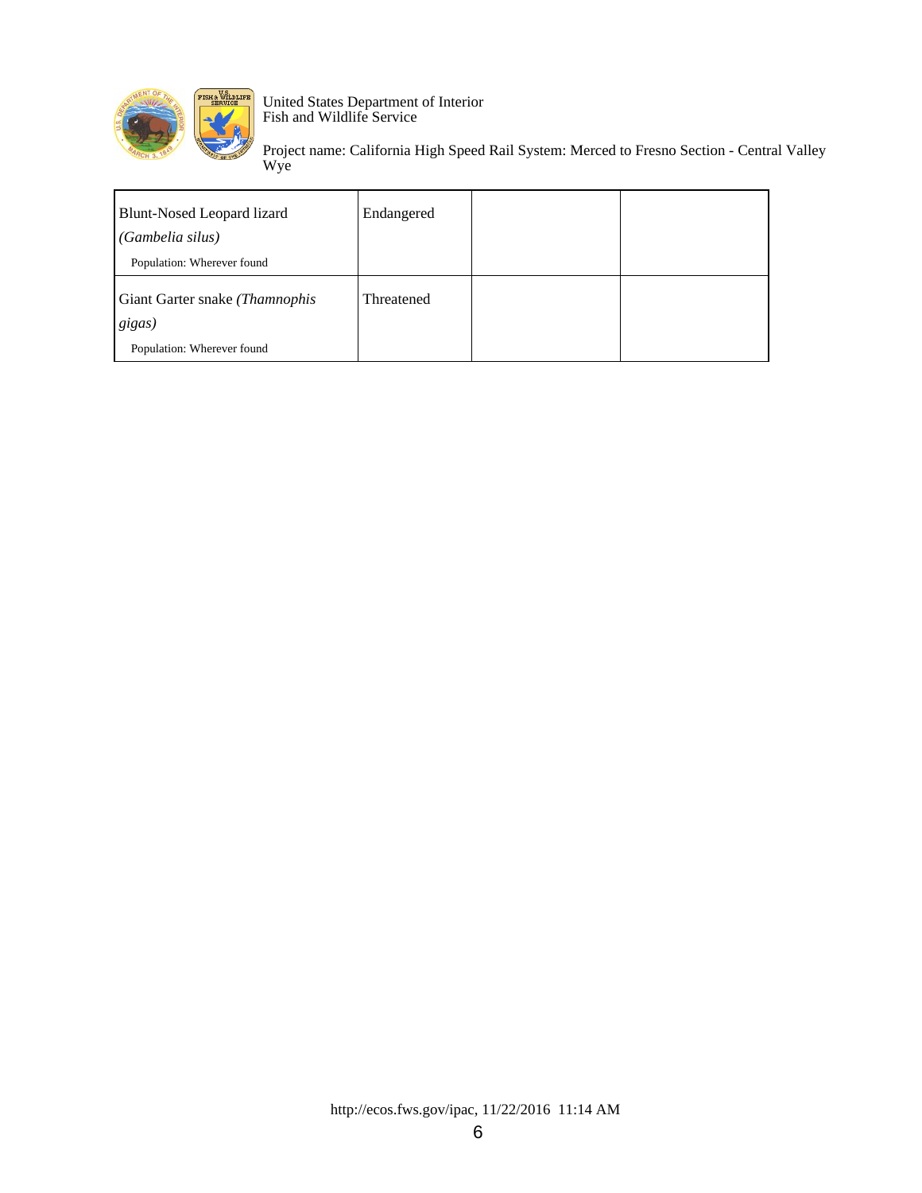| | | | |
|---|---|---|---|
| Blunt-Nosed Leopard lizard *(Gambelia silus)*<br>Population: Wherever found | Endangered | | |
| Giant Garter snake *(Thamnophis gigas)*<br>Population: Wherever found | Threatened | | |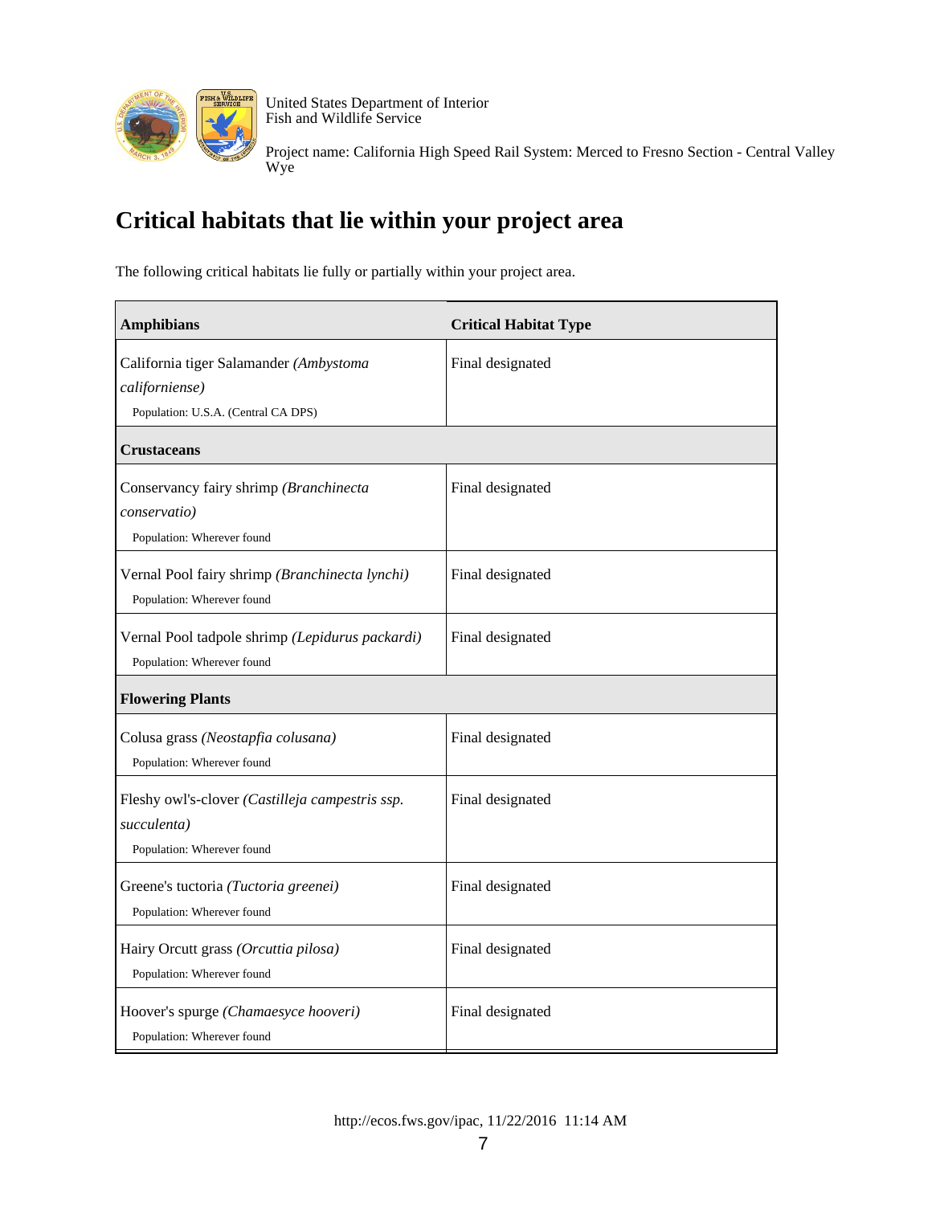United States Department of Interior
Fish and Wildlife Service

Project name: California High Speed Rail System: Merced to Fresno Section - Central Valley Wye

# Critical habitats that lie within your project area

The following critical habitats lie fully or partially within your project area.

| Amphibians | Critical Habitat Type |
|---|---|
| California tiger Salamander *(Ambystoma californiense)*<br>Population: U.S.A. (Central CA DPS) | Final designated |
| **Crustaceans** | |
| Conservancy fairy shrimp *(Branchinecta conservatio)*<br>Population: Wherever found | Final designated |
| Vernal Pool fairy shrimp *(Branchinecta lynchi)*<br>Population: Wherever found | Final designated |
| Vernal Pool tadpole shrimp *(Lepidurus packardi)*<br>Population: Wherever found | Final designated |
| **Flowering Plants** | |
| Colusa grass *(Neostapfia colusana)*<br>Population: Wherever found | Final designated |
| Fleshy owl's-clover *(Castilleja campestris ssp. succulenta)*<br>Population: Wherever found | Final designated |
| Greene's tuctoria *(Tuctoria greenei)*<br>Population: Wherever found | Final designated |
| Hairy Orcutt grass *(Orcuttia pilosa)*<br>Population: Wherever found | Final designated |
| Hoover's spurge *(Chamaesyce hooveri)*<br>Population: Wherever found | Final designated |

http://ecos.fws.gov/ipac, 11/22/2016 11:14 AM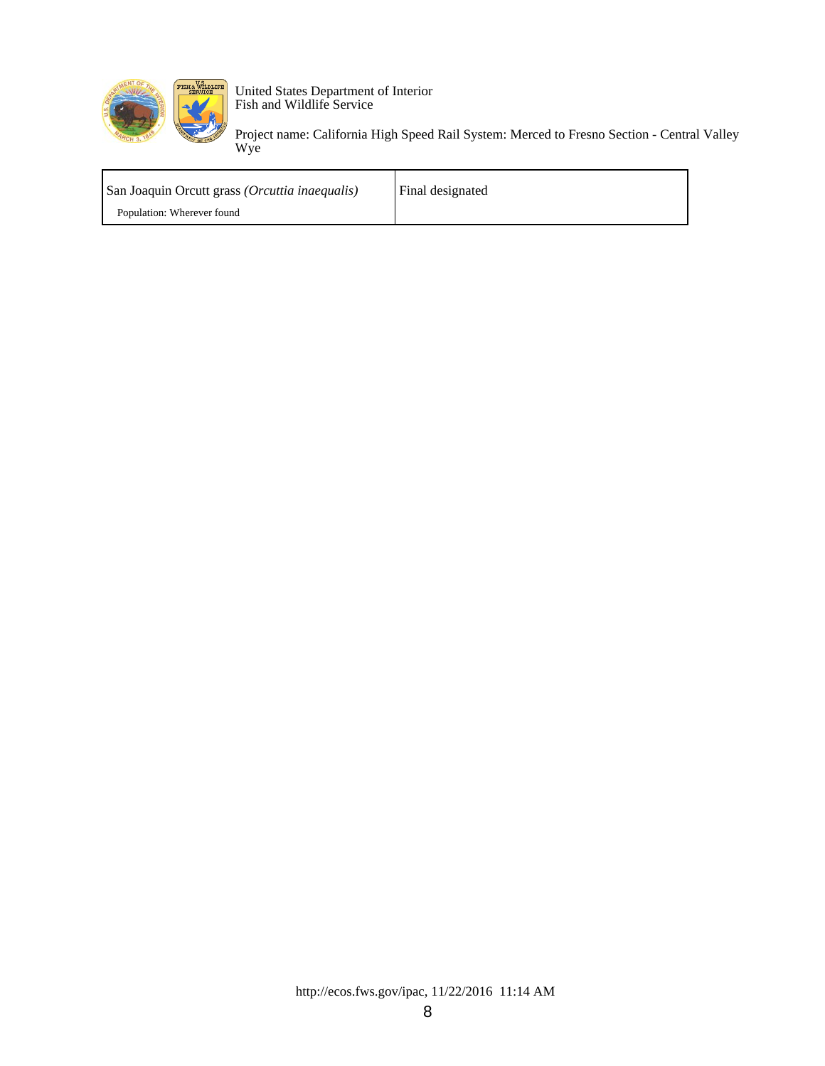| | |
|---|---|
| San Joaquin Orcutt grass *(Orcuttia inaequalis)*<br>Population: Wherever found | Final designated |